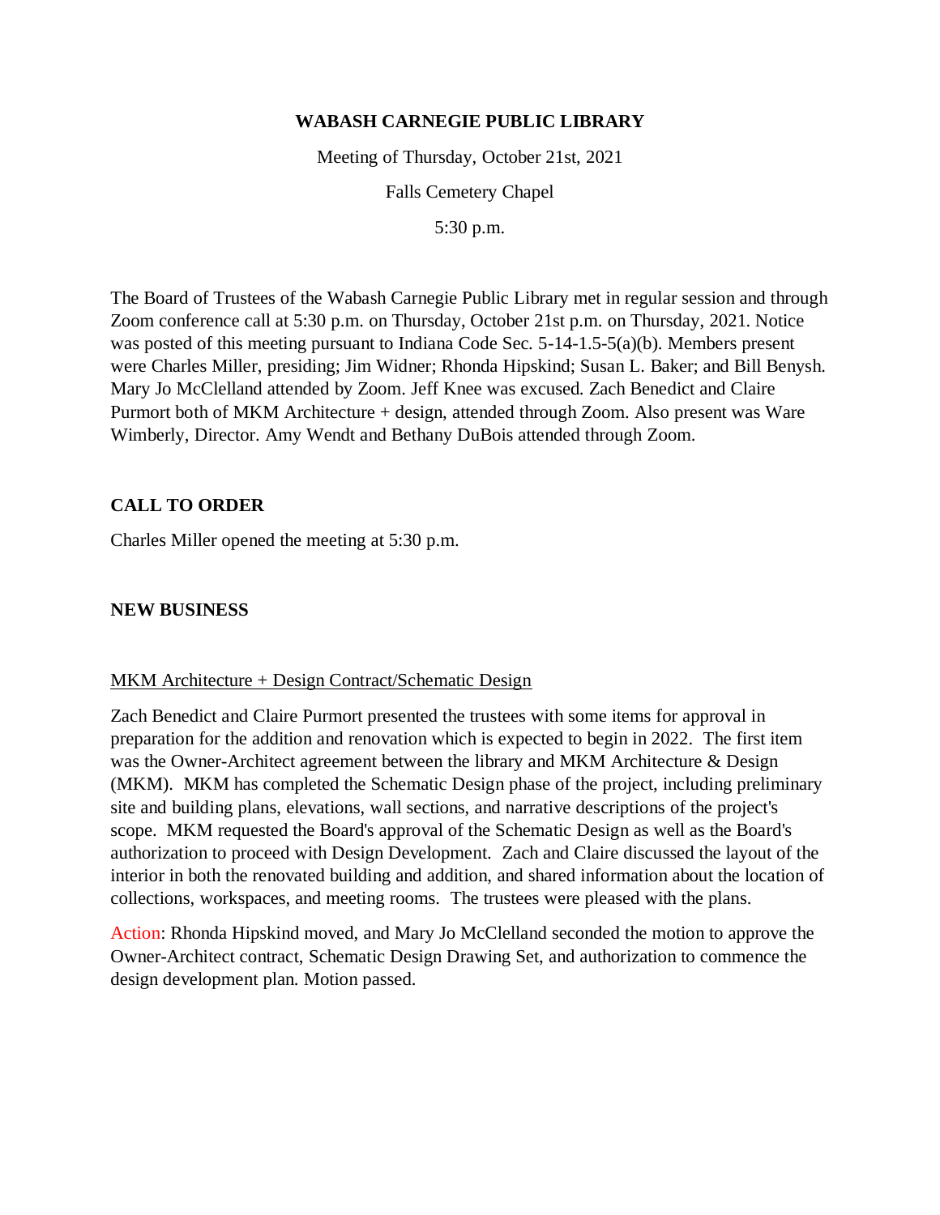**WABASH CARNEGIE PUBLIC LIBRARY**

Meeting of Thursday, October 21st, 2021

Falls Cemetery Chapel

5:30 p.m.

The Board of Trustees of the Wabash Carnegie Public Library met in regular session and through Zoom conference call at 5:30 p.m. on Thursday, October 21st p.m. on Thursday, 2021. Notice was posted of this meeting pursuant to Indiana Code Sec. 5-14-1.5-5(a)(b). Members present were Charles Miller, presiding; Jim Widner; Rhonda Hipskind; Susan L. Baker; and Bill Benysh. Mary Jo McClelland attended by Zoom. Jeff Knee was excused. Zach Benedict and Claire Purmort both of MKM Architecture + design, attended through Zoom. Also present was Ware Wimberly, Director. Amy Wendt and Bethany DuBois attended through Zoom.

## CALL TO ORDER

Charles Miller opened the meeting at 5:30 p.m.

## NEW BUSINESS

MKM Architecture + Design Contract/Schematic Design

Zach Benedict and Claire Purmort presented the trustees with some items for approval in preparation for the addition and renovation which is expected to begin in 2022. The first item was the Owner-Architect agreement between the library and MKM Architecture & Design (MKM). MKM has completed the Schematic Design phase of the project, including preliminary site and building plans, elevations, wall sections, and narrative descriptions of the project's scope. MKM requested the Board's approval of the Schematic Design as well as the Board's authorization to proceed with Design Development. Zach and Claire discussed the layout of the interior in both the renovated building and addition, and shared information about the location of collections, workspaces, and meeting rooms. The trustees were pleased with the plans.

Action: Rhonda Hipskind moved, and Mary Jo McClelland seconded the motion to approve the Owner-Architect contract, Schematic Design Drawing Set, and authorization to commence the design development plan. Motion passed.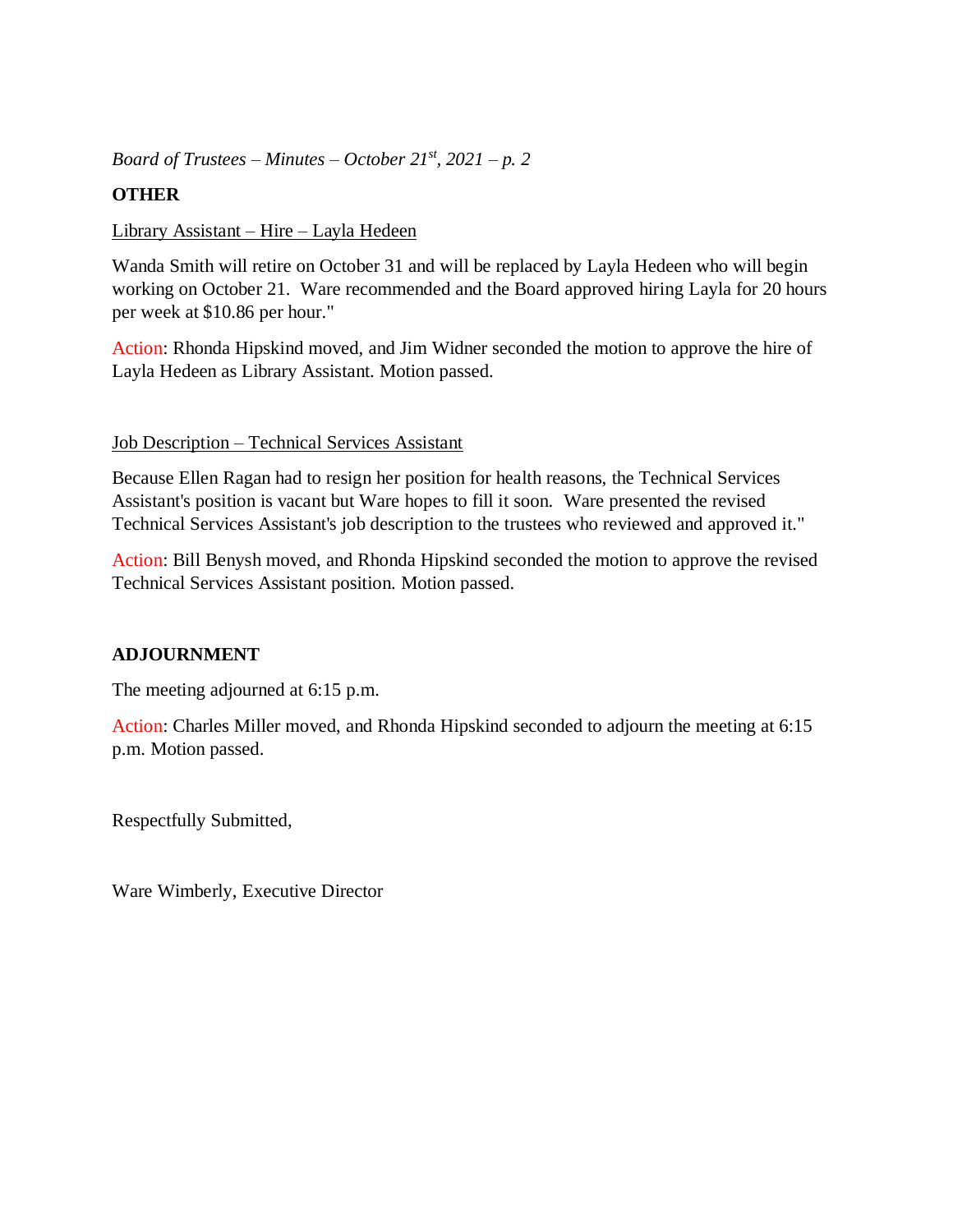## OTHER

Library Assistant – Hire – Layla Hedeen

Wanda Smith will retire on October 31 and will be replaced by Layla Hedeen who will begin working on October 21. Ware recommended and the Board approved hiring Layla for 20 hours per week at $10.86 per hour."

Action: Rhonda Hipskind moved, and Jim Widner seconded the motion to approve the hire of Layla Hedeen as Library Assistant. Motion passed.

Job Description – Technical Services Assistant

Because Ellen Ragan had to resign her position for health reasons, the Technical Services Assistant's position is vacant but Ware hopes to fill it soon. Ware presented the revised Technical Services Assistant's job description to the trustees who reviewed and approved it."

Action: Bill Benysh moved, and Rhonda Hipskind seconded the motion to approve the revised Technical Services Assistant position. Motion passed.

## ADJOURNMENT

The meeting adjourned at 6:15 p.m.

Action: Charles Miller moved, and Rhonda Hipskind seconded to adjourn the meeting at 6:15 p.m. Motion passed.

Respectfully Submitted,

Ware Wimberly, Executive Director